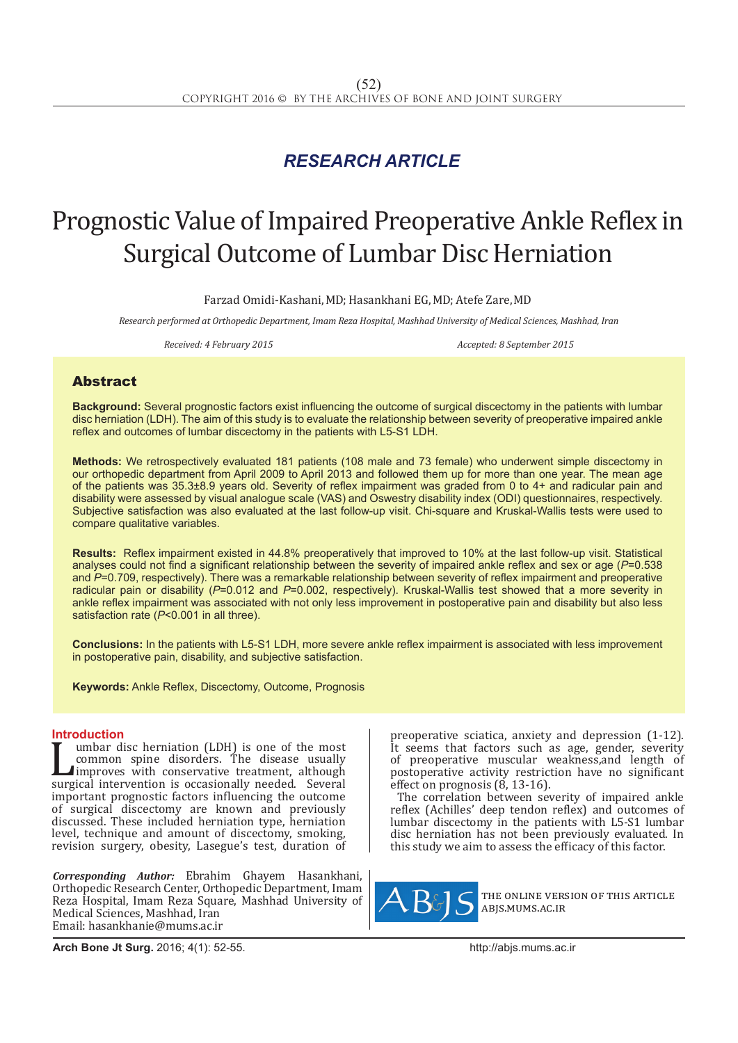*RESEARCH ARTICLE*

# Prognostic Value of Impaired Preoperative Ankle Reflex in Surgical Outcome of Lumbar Disc Herniation

Farzad Omidi-Kashani, MD; Hasankhani EG, MD; Atefe Zare, MD

*Research performed at Orthopedic Department, Imam Reza Hospital, Mashhad University of Medical Sciences, Mashhad, Iran*

*Received: 4 February 2015* *Accepted: 8 September 2015*

## Abstract

**Background:** Several prognostic factors exist influencing the outcome of surgical discectomy in the patients with lumbar disc herniation (LDH). The aim of this study is to evaluate the relationship between severity of preoperative impaired ankle reflex and outcomes of lumbar discectomy in the patients with L5-S1 LDH.

**Methods:** We retrospectively evaluated 181 patients (108 male and 73 female) who underwent simple discectomy in our orthopedic department from April 2009 to April 2013 and followed them up for more than one year. The mean age of the patients was 35.3±8.9 years old. Severity of reflex impairment was graded from 0 to 4+ and radicular pain and disability were assessed by visual analogue scale (VAS) and Oswestry disability index (ODI) questionnaires, respectively. Subjective satisfaction was also evaluated at the last follow-up visit. Chi-square and Kruskal-Wallis tests were used to compare qualitative variables.

**Results:** Reflex impairment existed in 44.8% preoperatively that improved to 10% at the last follow-up visit. Statistical analyses could not find a significant relationship between the severity of impaired ankle reflex and sex or age ($P$=0.538 and $P$=0.709, respectively). There was a remarkable relationship between severity of reflex impairment and preoperative radicular pain or disability ($P$=0.012 and $P$=0.002, respectively). Kruskal-Wallis test showed that a more severity in ankle reflex impairment was associated with not only less improvement in postoperative pain and disability but also less satisfaction rate ($P$<0.001 in all three).

**Conclusions:** In the patients with L5-S1 LDH, more severe ankle reflex impairment is associated with less improvement in postoperative pain, disability, and subjective satisfaction.

**Keywords:** Ankle Reflex, Discectomy, Outcome, Prognosis

## Introduction

Lumbar disc herniation (LDH) is one of the most common spine disorders. The disease usually improves with conservative treatment, although surgical intervention is occasionally needed. Several important prognostic factors influencing the outcome of surgical discectomy are known and previously discussed. These included herniation type, herniation level, technique and amount of discectomy, smoking, revision surgery, obesity, Lasegue's test, duration of preoperative sciatica, anxiety and depression (1-12). It seems that factors such as age, gender, severity of preoperative muscular weakness,and length of postoperative activity restriction have no significant effect on prognosis (8, 13-16).

The correlation between severity of impaired ankle reflex (Achilles' deep tendon reflex) and outcomes of lumbar discectomy in the patients with L5-S1 lumbar disc herniation has not been previously evaluated. In this study we aim to assess the efficacy of this factor.

***Corresponding Author:*** Ebrahim Ghayem Hasankhani, Orthopedic Research Center, Orthopedic Department, Imam Reza Hospital, Imam Reza Square, Mashhad University of Medical Sciences, Mashhad, Iran
Email: hasankhanie@mums.ac.ir

THE ONLINE VERSION OF THIS ARTICLE
ABJS.MUMS.AC.IR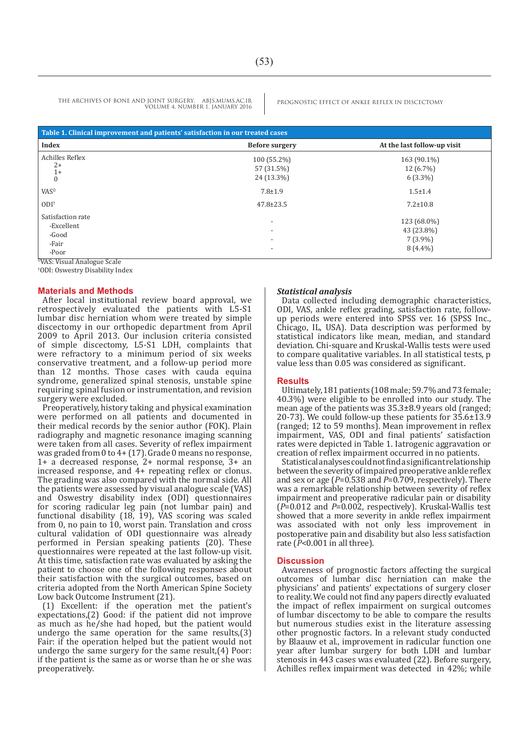**Table 1. Clinical improvement and patients' satisfaction in our treated cases**

| Index | Before surgery | At the last follow-up visit |
|---|---|---|
| Achilles Reflex | | |
| 2+ | 100 (55.2%) | 163 (90.1%) |
| 1+ | 57 (31.5%) | 12 (6.7%) |
| 0 | 24 (13.3%) | 6 (3.3%) |
| VAS[0] | 7.8±1.9 | 1.5±1.4 |
| ODI[†] | 47.8±23.5 | 7.2±10.8 |
| Satisfaction rate | | |
| -Excellent | - | 123 (68.0%) |
| -Good | - | 43 (23.8%) |
| -Fair | - | 7 (3.9%) |
| -Poor | - | 8 (4.4%) |

[0]VAS: Visual Analogue Scale
[†]ODI: Oswestry Disability Index

## Materials and Methods

After local institutional review board approval, we retrospectively evaluated the patients with L5-S1 lumbar disc herniation whom were treated by simple discectomy in our orthopedic department from April 2009 to April 2013. Our inclusion criteria consisted of simple discectomy, L5-S1 LDH, complaints that were refractory to a minimum period of six weeks conservative treatment, and a follow-up period more than 12 months. Those cases with cauda equina syndrome, generalized spinal stenosis, unstable spine requiring spinal fusion or instrumentation, and revision surgery were excluded.

Preoperatively, history taking and physical examination were performed on all patients and documented in their medical records by the senior author (FOK). Plain radiography and magnetic resonance imaging scanning were taken from all cases. Severity of reflex impairment was graded from 0 to 4+ (17). Grade 0 means no response, 1+ a decreased response, 2+ normal response, 3+ an increased response, and 4+ repeating reflex or clonus. The grading was also compared with the normal side. All the patients were assessed by visual analogue scale (VAS) and Oswestry disability index (ODI) questionnaires for scoring radicular leg pain (not lumbar pain) and functional disability (18, 19), VAS scoring was scaled from 0, no pain to 10, worst pain. Translation and cross cultural validation of ODI questionnaire was already performed in Persian speaking patients (20). These questionnaires were repeated at the last follow-up visit. At this time, satisfaction rate was evaluated by asking the patient to choose one of the following responses about their satisfaction with the surgical outcomes, based on criteria adopted from the North American Spine Society Low back Outcome Instrument (21).

(1) Excellent: if the operation met the patient's expectations,(2) Good: if the patient did not improve as much as he/she had hoped, but the patient would undergo the same operation for the same results,(3) Fair: if the operation helped but the patient would not undergo the same surgery for the same result,(4) Poor: if the patient is the same as or worse than he or she was preoperatively.

### *Statistical analysis*

Data collected including demographic characteristics, ODI, VAS, ankle reflex grading, satisfaction rate, follow-up periods were entered into SPSS ver. 16 (SPSS Inc., Chicago, IL, USA). Data description was performed by statistical indicators like mean, median, and standard deviation. Chi-square and Kruskal-Wallis tests were used to compare qualitative variables. In all statistical tests, p value less than 0.05 was considered as significant.

## Results

Ultimately, 181 patients (108 male; 59.7% and 73 female; 40.3%) were eligible to be enrolled into our study. The mean age of the patients was 35.3±8.9 years old (ranged; 20-73). We could follow-up these patients for 35.6±13.9 (ranged; 12 to 59 months). Mean improvement in reflex impairment, VAS, ODI and final patients' satisfaction rates were depicted in Table 1. Iatrogenic aggravation or creation of reflex impairment occurred in no patients.

Statistical analyses could not find a significant relationship between the severity of impaired preoperative ankle reflex and sex or age ($P$=0.538 and $P$=0.709, respectively). There was a remarkable relationship between severity of reflex impairment and preoperative radicular pain or disability ($P$=0.012 and $P$=0.002, respectively). Kruskal-Wallis test showed that a more severity in ankle reflex impairment was associated with not only less improvement in postoperative pain and disability but also less satisfaction rate ($P$<0.001 in all three).

## Discussion

Awareness of prognostic factors affecting the surgical outcomes of lumbar disc herniation can make the physicians' and patients' expectations of surgery closer to reality. We could not find any papers directly evaluated the impact of reflex impairment on surgical outcomes of lumbar discectomy to be able to compare the results but numerous studies exist in the literature assessing other prognostic factors. In a relevant study conducted by Blaauw et al., improvement in radicular function one year after lumbar surgery for both LDH and lumbar stenosis in 443 cases was evaluated (22). Before surgery, Achilles reflex impairment was detected in 42%; while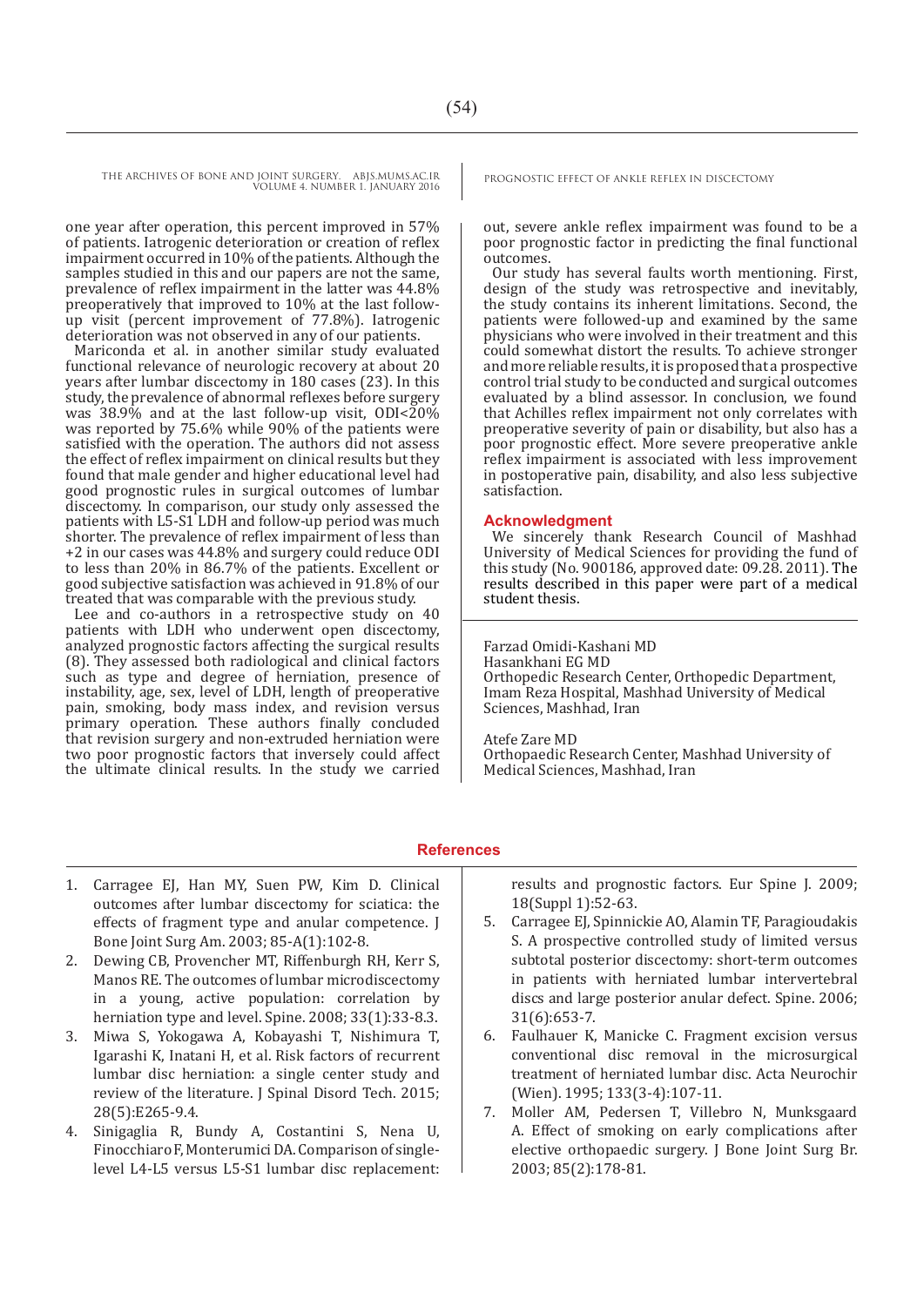one year after operation, this percent improved in 57% of patients. Iatrogenic deterioration or creation of reflex impairment occurred in 10% of the patients. Although the samples studied in this and our papers are not the same, prevalence of reflex impairment in the latter was 44.8% preoperatively that improved to 10% at the last follow-up visit (percent improvement of 77.8%). Iatrogenic deterioration was not observed in any of our patients.

Mariconda et al. in another similar study evaluated functional relevance of neurologic recovery at about 20 years after lumbar discectomy in 180 cases (23). In this study, the prevalence of abnormal reflexes before surgery was 38.9% and at the last follow-up visit, ODI<20% was reported by 75.6% while 90% of the patients were satisfied with the operation. The authors did not assess the effect of reflex impairment on clinical results but they found that male gender and higher educational level had good prognostic rules in surgical outcomes of lumbar discectomy. In comparison, our study only assessed the patients with L5-S1 LDH and follow-up period was much shorter. The prevalence of reflex impairment of less than +2 in our cases was 44.8% and surgery could reduce ODI to less than 20% in 86.7% of the patients. Excellent or good subjective satisfaction was achieved in 91.8% of our treated that was comparable with the previous study.

Lee and co-authors in a retrospective study on 40 patients with LDH who underwent open discectomy, analyzed prognostic factors affecting the surgical results (8). They assessed both radiological and clinical factors such as type and degree of herniation, presence of instability, age, sex, level of LDH, length of preoperative pain, smoking, body mass index, and revision versus primary operation. These authors finally concluded that revision surgery and non-extruded herniation were two poor prognostic factors that inversely could affect the ultimate clinical results. In the study we carried out, severe ankle reflex impairment was found to be a poor prognostic factor in predicting the final functional outcomes.

Our study has several faults worth mentioning. First, design of the study was retrospective and inevitably, the study contains its inherent limitations. Second, the patients were followed-up and examined by the same physicians who were involved in their treatment and this could somewhat distort the results. To achieve stronger and more reliable results, it is proposed that a prospective control trial study to be conducted and surgical outcomes evaluated by a blind assessor. In conclusion, we found that Achilles reflex impairment not only correlates with preoperative severity of pain or disability, but also has a poor prognostic effect. More severe preoperative ankle reflex impairment is associated with less improvement in postoperative pain, disability, and also less subjective satisfaction.

## Acknowledgment

We sincerely thank Research Council of Mashhad University of Medical Sciences for providing the fund of this study (No. 900186, approved date: 09.28. 2011). The results described in this paper were part of a medical student thesis.

Farzad Omidi-Kashani MD
Hasankhani EG MD
Orthopedic Research Center, Orthopedic Department, Imam Reza Hosphital, Mashhad University of Medical Sciences, Mashhad, Iran

Atefe Zare MD
Orthopaedic Research Center, Mashhad University of Medical Sciences, Mashhad, Iran

## References

1. Carragee EJ, Han MY, Suen PW, Kim D. Clinical outcomes after lumbar discectomy for sciatica: the effects of fragment type and anular competence. J Bone Joint Surg Am. 2003; 85-A(1):102-8.
2. Dewing CB, Provencher MT, Riffenburgh RH, Kerr S, Manos RE. The outcomes of lumbar microdiscectomy in a young, active population: correlation by herniation type and level. Spine. 2008; 33(1):33-8.3.
3. Miwa S, Yokogawa A, Kobayashi T, Nishimura T, Igarashi K, Inatani H, et al. Risk factors of recurrent lumbar disc herniation: a single center study and review of the literature. J Spinal Disord Tech. 2015; 28(5):E265-9.4.
4. Sinigaglia R, Bundy A, Costantini S, Nena U, Finocchiaro F, Monterumici DA. Comparison of single-level L4-L5 versus L5-S1 lumbar disc replacement: results and prognostic factors. Eur Spine J. 2009; 18(Suppl 1):52-63.
5. Carragee EJ, Spinnickie AO, Alamin TF, Paragioudakis S. A prospective controlled study of limited versus subtotal posterior discectomy: short-term outcomes in patients with herniated lumbar intervertebral discs and large posterior anular defect. Spine. 2006; 31(6):653-7.
6. Faulhauer K, Manicke C. Fragment excision versus conventional disc removal in the microsurgical treatment of herniated lumbar disc. Acta Neurochir (Wien). 1995; 133(3-4):107-11.
7. Moller AM, Pedersen T, Villebro N, Munksgaard A. Effect of smoking on early complications after elective orthopaedic surgery. J Bone Joint Surg Br. 2003; 85(2):178-81.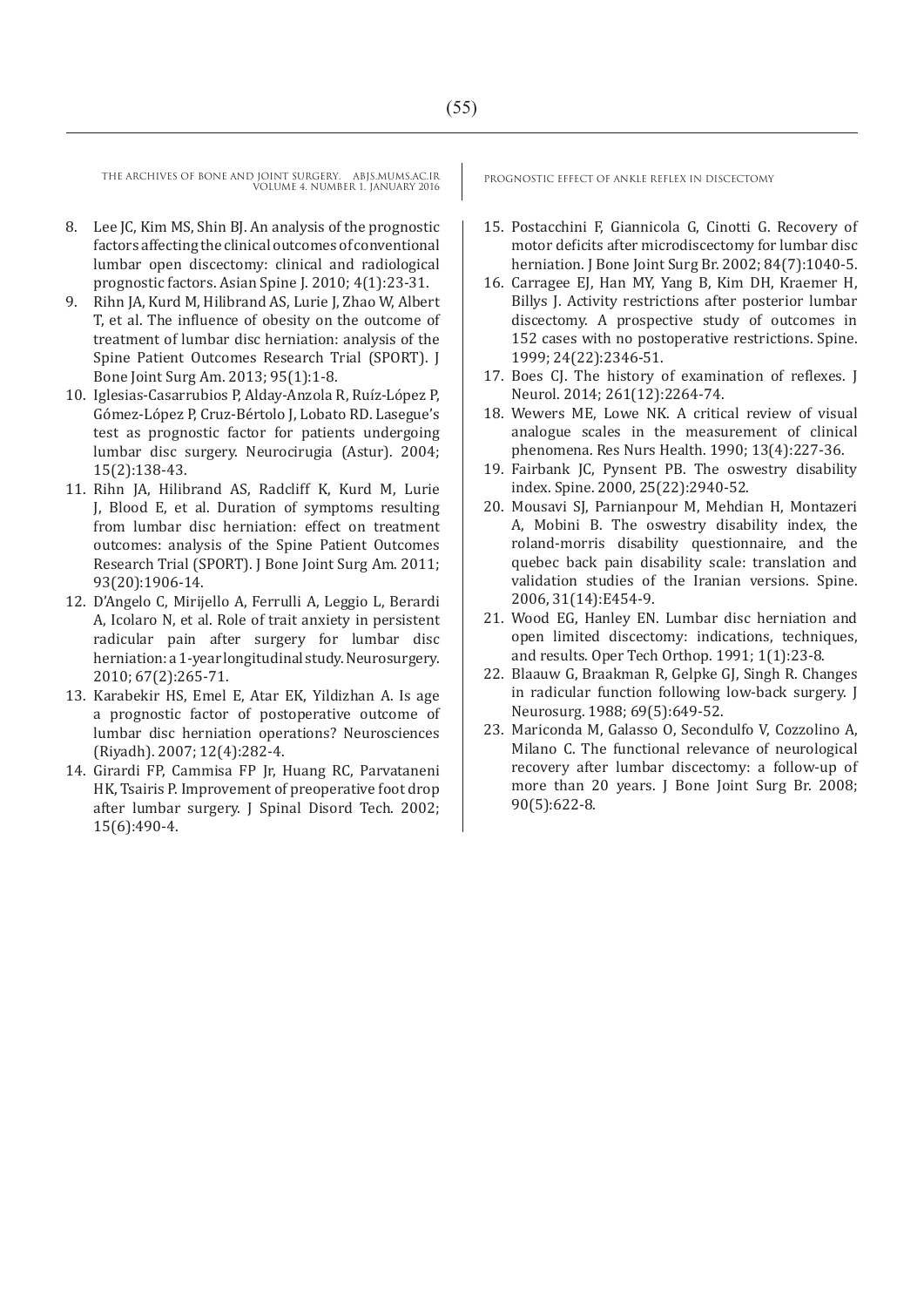8. Lee JC, Kim MS, Shin BJ. An analysis of the prognostic factors affecting the clinical outcomes of conventional lumbar open discectomy: clinical and radiological prognostic factors. Asian Spine J. 2010; 4(1):23-31.
9. Rihn JA, Kurd M, Hilibrand AS, Lurie J, Zhao W, Albert T, et al. The influence of obesity on the outcome of treatment of lumbar disc herniation: analysis of the Spine Patient Outcomes Research Trial (SPORT). J Bone Joint Surg Am. 2013; 95(1):1-8.
10. Iglesias-Casarrubios P, Alday-Anzola R, Ruíz-López P, Gómez-López P, Cruz-Bértolo J, Lobato RD. Lasegue's test as prognostic factor for patients undergoing lumbar disc surgery. Neurocirugia (Astur). 2004; 15(2):138-43.
11. Rihn JA, Hilibrand AS, Radcliff K, Kurd M, Lurie J, Blood E, et al. Duration of symptoms resulting from lumbar disc herniation: effect on treatment outcomes: analysis of the Spine Patient Outcomes Research Trial (SPORT). J Bone Joint Surg Am. 2011; 93(20):1906-14.
12. D'Angelo C, Mirijello A, Ferrulli A, Leggio L, Berardi A, Icolaro N, et al. Role of trait anxiety in persistent radicular pain after surgery for lumbar disc herniation: a 1-year longitudinal study. Neurosurgery. 2010; 67(2):265-71.
13. Karabekir HS, Emel E, Atar EK, Yildizhan A. Is age a prognostic factor of postoperative outcome of lumbar disc herniation operations? Neurosciences (Riyadh). 2007; 12(4):282-4.
14. Girardi FP, Cammisa FP Jr, Huang RC, Parvataneni HK, Tsairis P. Improvement of preoperative foot drop after lumbar surgery. J Spinal Disord Tech. 2002; 15(6):490-4.
15. Postacchini F, Giannicola G, Cinotti G. Recovery of motor deficits after microdiscectomy for lumbar disc herniation. J Bone Joint Surg Br. 2002; 84(7):1040-5.
16. Carragee EJ, Han MY, Yang B, Kim DH, Kraemer H, Billys J. Activity restrictions after posterior lumbar discectomy. A prospective study of outcomes in 152 cases with no postoperative restrictions. Spine. 1999; 24(22):2346-51.
17. Boes CJ. The history of examination of reflexes. J Neurol. 2014; 261(12):2264-74.
18. Wewers ME, Lowe NK. A critical review of visual analogue scales in the measurement of clinical phenomena. Res Nurs Health. 1990; 13(4):227-36.
19. Fairbank JC, Pynsent PB. The oswestry disability index. Spine. 2000, 25(22):2940-52.
20. Mousavi SJ, Parnianpour M, Mehdian H, Montazeri A, Mobini B. The oswestry disability index, the roland-morris disability questionnaire, and the quebec back pain disability scale: translation and validation studies of the Iranian versions. Spine. 2006, 31(14):E454-9.
21. Wood EG, Hanley EN. Lumbar disc herniation and open limited discectomy: indications, techniques, and results. Oper Tech Orthop. 1991; 1(1):23-8.
22. Blaauw G, Braakman R, Gelpke GJ, Singh R. Changes in radicular function following low-back surgery. J Neurosurg. 1988; 69(5):649-52.
23. Mariconda M, Galasso O, Secondulfo V, Cozzolino A, Milano C. The functional relevance of neurological recovery after lumbar discectomy: a follow-up of more than 20 years. J Bone Joint Surg Br. 2008; 90(5):622-8.